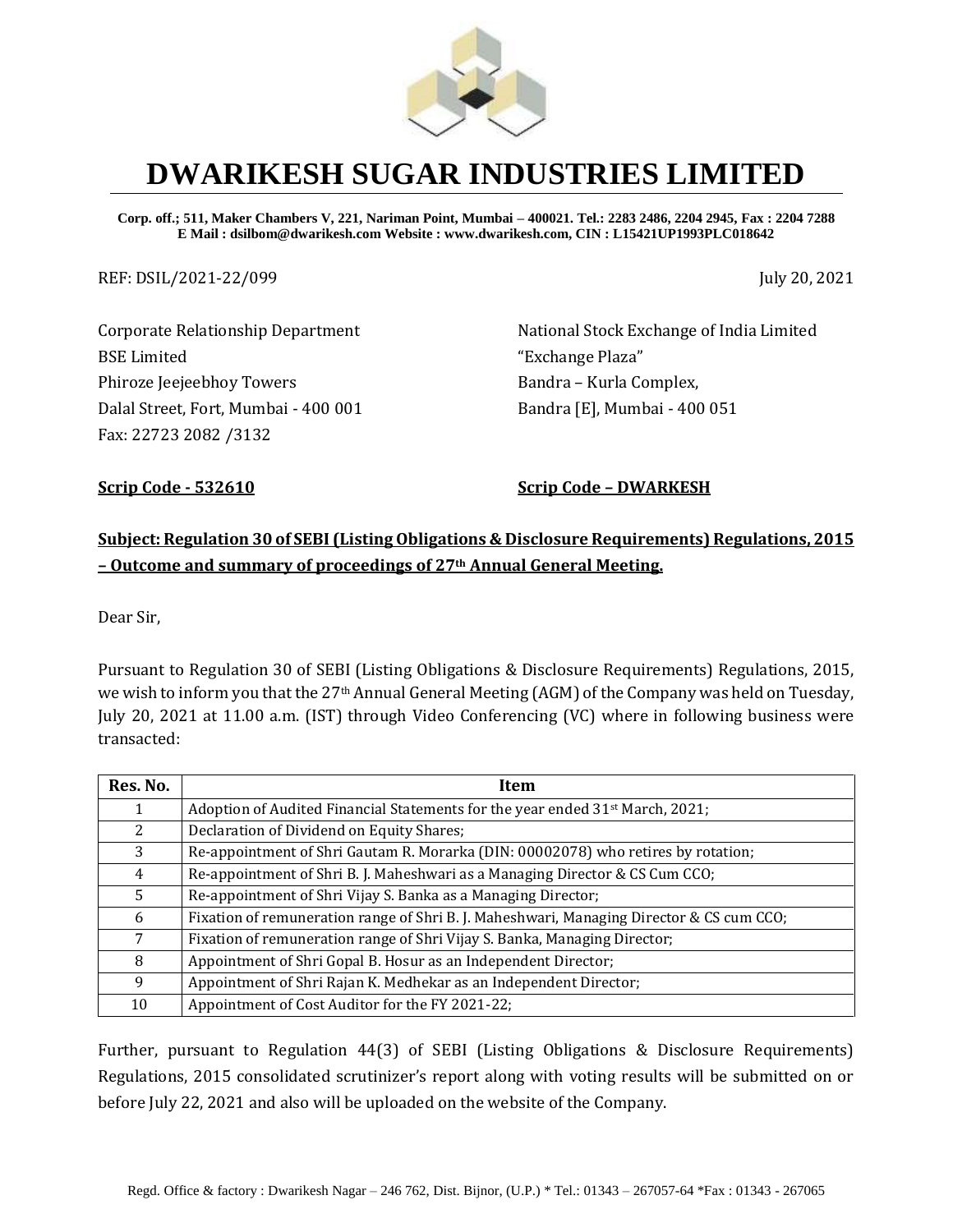# DWARIKESH SUGAR INDUSTRIES LIMITED

**Corp. off.; 511, Maker Chambers V, 221, Nariman Point, Mumbai – 400021. Tel.: 2283 2486, 2204 2945, Fax : 2204 7288**
**E Mail : dsilbom@dwarikesh.com Website : www.dwarikesh.com, CIN : L15421UP1993PLC018642**

REF: DSIL/2021-22/099

July 20, 2021

Corporate Relationship Department
BSE Limited
Phiroze Jeejeebhoy Towers
Dalal Street, Fort, Mumbai - 400 001
Fax: 22723 2082 /3132

National Stock Exchange of India Limited
"Exchange Plaza"
Bandra – Kurla Complex,
Bandra [E], Mumbai - 400 051

**Scrip Code - 532610**

**Scrip Code – DWARKESH**

**Subject: Regulation 30 of SEBI (Listing Obligations & Disclosure Requirements) Regulations, 2015 – Outcome and summary of proceedings of 27th Annual General Meeting.**

Dear Sir,

Pursuant to Regulation 30 of SEBI (Listing Obligations & Disclosure Requirements) Regulations, 2015, we wish to inform you that the 27th Annual General Meeting (AGM) of the Company was held on Tuesday, July 20, 2021 at 11.00 a.m. (IST) through Video Conferencing (VC) where in following business were transacted:

| Res. No. | Item |
|---|---|
| 1 | Adoption of Audited Financial Statements for the year ended 31st March, 2021; |
| 2 | Declaration of Dividend on Equity Shares; |
| 3 | Re-appointment of Shri Gautam R. Morarka (DIN: 00002078) who retires by rotation; |
| 4 | Re-appointment of Shri B. J. Maheshwari as a Managing Director & CS Cum CCO; |
| 5 | Re-appointment of Shri Vijay S. Banka as a Managing Director; |
| 6 | Fixation of remuneration range of Shri B. J. Maheshwari, Managing Director & CS cum CCO; |
| 7 | Fixation of remuneration range of Shri Vijay S. Banka, Managing Director; |
| 8 | Appointment of Shri Gopal B. Hosur as an Independent Director; |
| 9 | Appointment of Shri Rajan K. Medhekar as an Independent Director; |
| 10 | Appointment of Cost Auditor for the FY 2021-22; |

Further, pursuant to Regulation 44(3) of SEBI (Listing Obligations & Disclosure Requirements) Regulations, 2015 consolidated scrutinizer's report along with voting results will be submitted on or before July 22, 2021 and also will be uploaded on the website of the Company.

Regd. Office & factory : Dwarikesh Nagar – 246 762, Dist. Bijnor, (U.P.) * Tel.: 01343 – 267057-64 *Fax : 01343 - 267065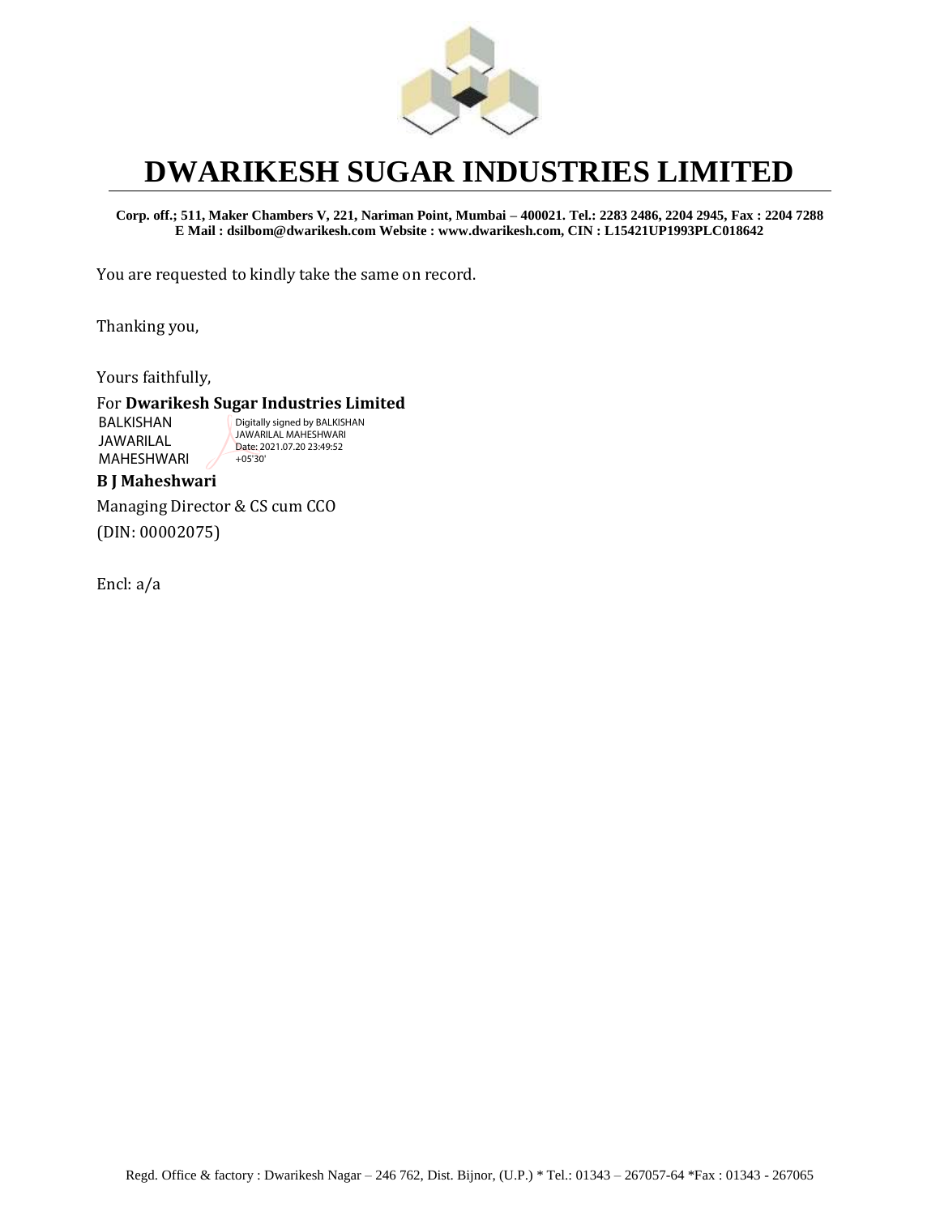You are requested to kindly take the same on record.

Thanking you,

Yours faithfully,

For **Dwarikesh Sugar Industries Limited**

BALKISHAN JAWARILAL MAHESHWARI

Digitally signed by BALKISHAN JAWARILAL MAHESHWARI
Date: 2021.07.20 23:49:52 +05'30'

**B J Maheshwari**

Managing Director & CS cum CCO

(DIN: 00002075)

Encl: a/a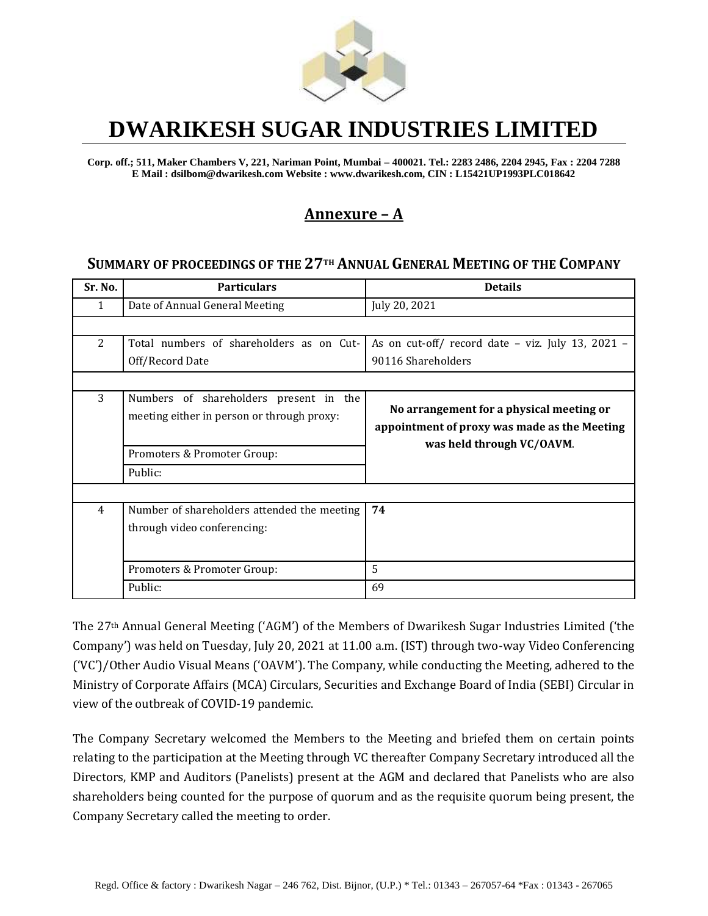# DWARIKESH SUGAR INDUSTRIES LIMITED

**Corp. off.; 511, Maker Chambers V, 221, Nariman Point, Mumbai – 400021. Tel.: 2283 2486, 2204 2945, Fax : 2204 7288**
**E Mail : dsilbom@dwarikesh.com Website : www.dwarikesh.com, CIN : L15421UP1993PLC018642**

## Annexure – A

### SUMMARY OF PROCEEDINGS OF THE 27TH ANNUAL GENERAL MEETING OF THE COMPANY

| Sr. No. | Particulars | Details |
|---|---|---|
| 1 | Date of Annual General Meeting | July 20, 2021 |
| | | |
| 2 | Total numbers of shareholders as on Cut-Off/Record Date | As on cut-off/ record date – viz. July 13, 2021 – 90116 Shareholders |
| | | |
| 3 | Numbers of shareholders present in the meeting either in person or through proxy: | **No arrangement for a physical meeting or appointment of proxy was made as the Meeting was held through VC/OAVM.** |
| | Promoters & Promoter Group: | |
| | Public: | |
| | | |
| 4 | Number of shareholders attended the meeting through video conferencing: | **74** |
| | Promoters & Promoter Group: | 5 |
| | Public: | 69 |

The 27th Annual General Meeting ('AGM') of the Members of Dwarikesh Sugar Industries Limited ('the Company') was held on Tuesday, July 20, 2021 at 11.00 a.m. (IST) through two-way Video Conferencing ('VC')/Other Audio Visual Means ('OAVM'). The Company, while conducting the Meeting, adhered to the Ministry of Corporate Affairs (MCA) Circulars, Securities and Exchange Board of India (SEBI) Circular in view of the outbreak of COVID-19 pandemic.

The Company Secretary welcomed the Members to the Meeting and briefed them on certain points relating to the participation at the Meeting through VC thereafter Company Secretary introduced all the Directors, KMP and Auditors (Panelists) present at the AGM and declared that Panelists who are also shareholders being counted for the purpose of quorum and as the requisite quorum being present, the Company Secretary called the meeting to order.

Regd. Office & factory : Dwarikesh Nagar – 246 762, Dist. Bijnor, (U.P.) * Tel.: 01343 – 267057-64 *Fax : 01343 - 267065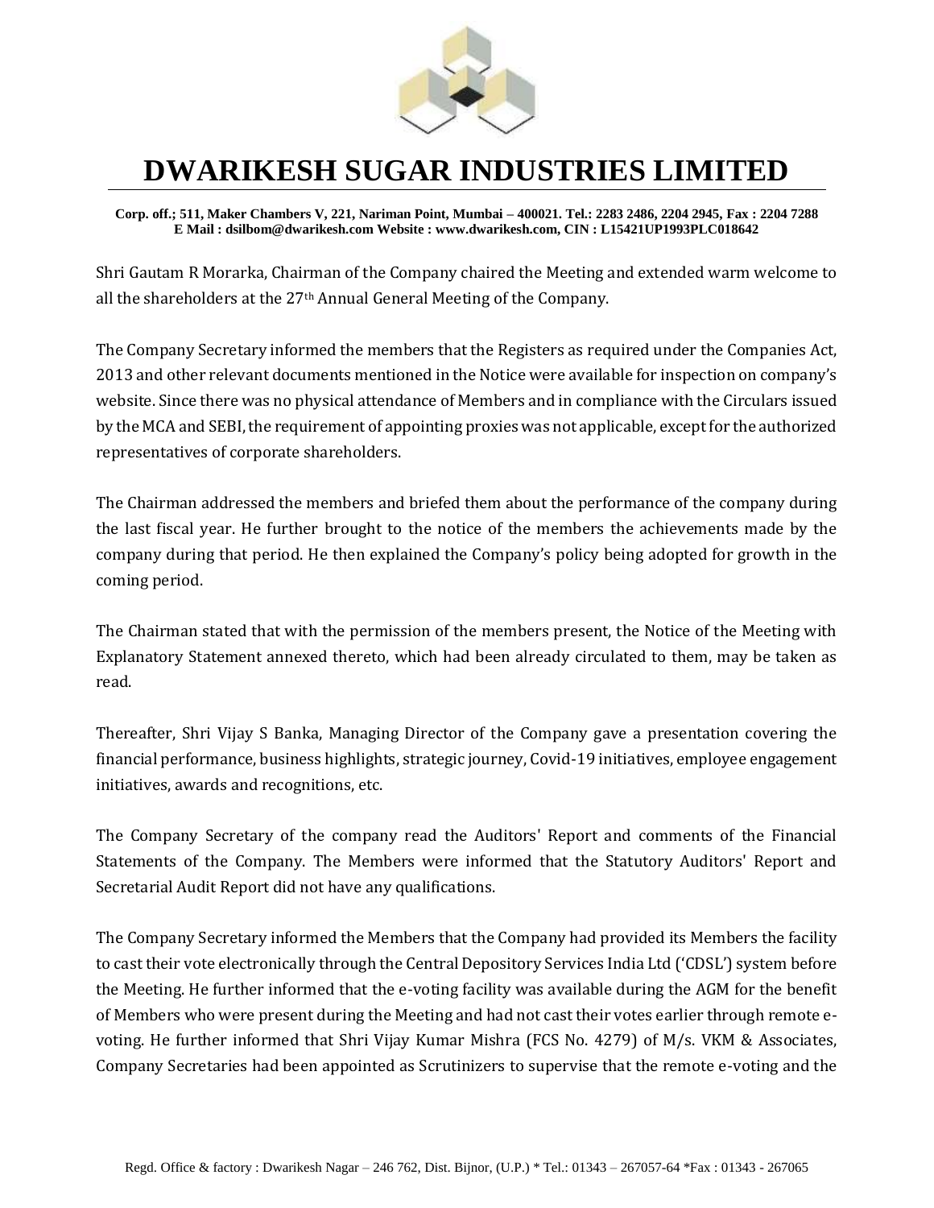# DWARIKESH SUGAR INDUSTRIES LIMITED

**Corp. off.; 511, Maker Chambers V, 221, Nariman Point, Mumbai – 400021. Tel.: 2283 2486, 2204 2945, Fax : 2204 7288**
**E Mail : dsilbom@dwarikesh.com Website : www.dwarikesh.com, CIN : L15421UP1993PLC018642**

Shri Gautam R Morarka, Chairman of the Company chaired the Meeting and extended warm welcome to all the shareholders at the 27th Annual General Meeting of the Company.

The Company Secretary informed the members that the Registers as required under the Companies Act, 2013 and other relevant documents mentioned in the Notice were available for inspection on company's website. Since there was no physical attendance of Members and in compliance with the Circulars issued by the MCA and SEBI, the requirement of appointing proxies was not applicable, except for the authorized representatives of corporate shareholders.

The Chairman addressed the members and briefed them about the performance of the company during the last fiscal year. He further brought to the notice of the members the achievements made by the company during that period. He then explained the Company's policy being adopted for growth in the coming period.

The Chairman stated that with the permission of the members present, the Notice of the Meeting with Explanatory Statement annexed thereto, which had been already circulated to them, may be taken as read.

Thereafter, Shri Vijay S Banka, Managing Director of the Company gave a presentation covering the financial performance, business highlights, strategic journey, Covid-19 initiatives, employee engagement initiatives, awards and recognitions, etc.

The Company Secretary of the company read the Auditors' Report and comments of the Financial Statements of the Company. The Members were informed that the Statutory Auditors' Report and Secretarial Audit Report did not have any qualifications.

The Company Secretary informed the Members that the Company had provided its Members the facility to cast their vote electronically through the Central Depository Services India Ltd ('CDSL') system before the Meeting. He further informed that the e-voting facility was available during the AGM for the benefit of Members who were present during the Meeting and had not cast their votes earlier through remote e-voting. He further informed that Shri Vijay Kumar Mishra (FCS No. 4279) of M/s. VKM & Associates, Company Secretaries had been appointed as Scrutinizers to supervise that the remote e-voting and the

Regd. Office & factory : Dwarikesh Nagar – 246 762, Dist. Bijnor, (U.P.) * Tel.: 01343 – 267057-64 *Fax : 01343 - 267065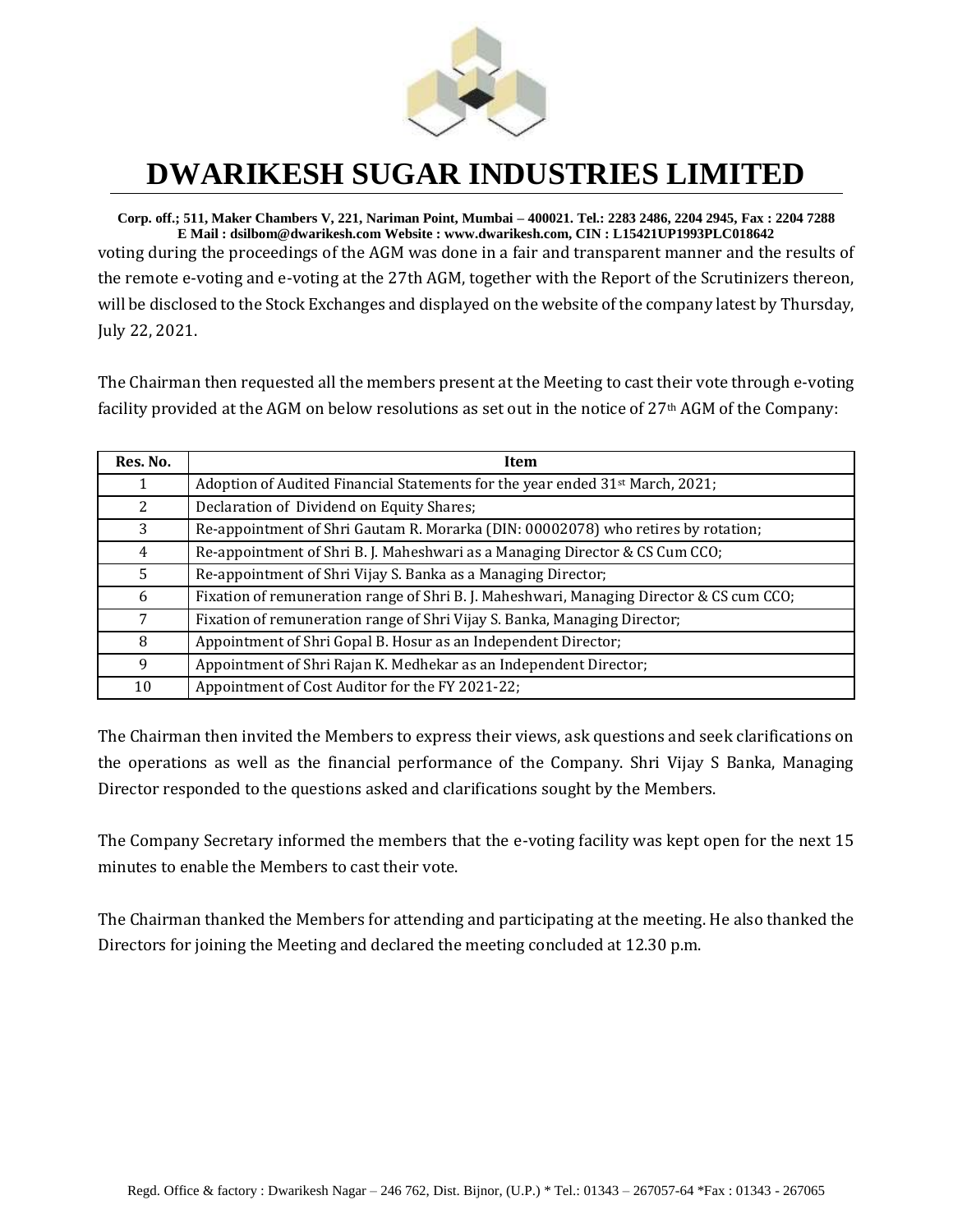voting during the proceedings of the AGM was done in a fair and transparent manner and the results of the remote e-voting and e-voting at the 27th AGM, together with the Report of the Scrutinizers thereon, will be disclosed to the Stock Exchanges and displayed on the website of the company latest by Thursday, July 22, 2021.

The Chairman then requested all the members present at the Meeting to cast their vote through e-voting facility provided at the AGM on below resolutions as set out in the notice of 27th AGM of the Company:

| Res. No. | Item |
|---|---|
| 1 | Adoption of Audited Financial Statements for the year ended 31st March, 2021; |
| 2 | Declaration of Dividend on Equity Shares; |
| 3 | Re-appointment of Shri Gautam R. Morarka (DIN: 00002078) who retires by rotation; |
| 4 | Re-appointment of Shri B. J. Maheshwari as a Managing Director & CS Cum CCO; |
| 5 | Re-appointment of Shri Vijay S. Banka as a Managing Director; |
| 6 | Fixation of remuneration range of Shri B. J. Maheshwari, Managing Director & CS cum CCO; |
| 7 | Fixation of remuneration range of Shri Vijay S. Banka, Managing Director; |
| 8 | Appointment of Shri Gopal B. Hosur as an Independent Director; |
| 9 | Appointment of Shri Rajan K. Medhekar as an Independent Director; |
| 10 | Appointment of Cost Auditor for the FY 2021-22; |

The Chairman then invited the Members to express their views, ask questions and seek clarifications on the operations as well as the financial performance of the Company. Shri Vijay S Banka, Managing Director responded to the questions asked and clarifications sought by the Members.

The Company Secretary informed the members that the e-voting facility was kept open for the next 15 minutes to enable the Members to cast their vote.

The Chairman thanked the Members for attending and participating at the meeting. He also thanked the Directors for joining the Meeting and declared the meeting concluded at 12.30 p.m.